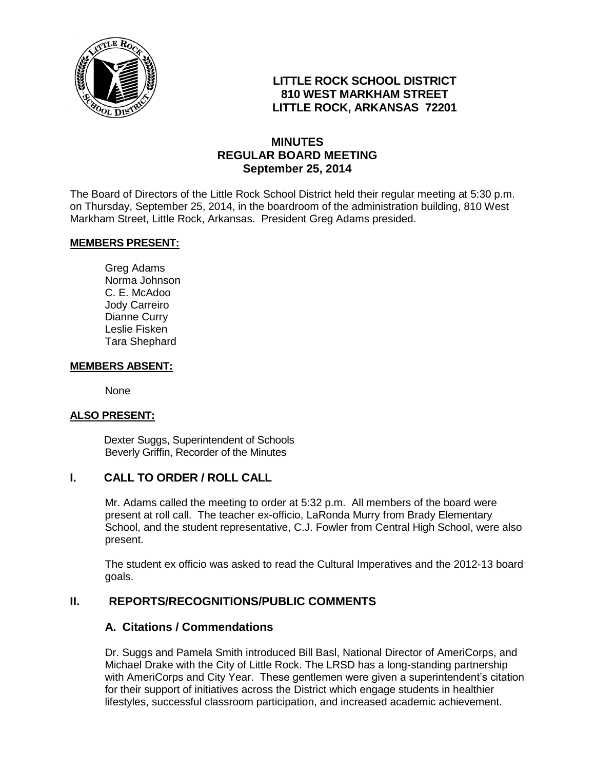# LITTLE ROCK SCHOOL DISTRICT
## 810 WEST MARKHAM STREET
## LITTLE ROCK, ARKANSAS 72201

## MINUTES
## REGULAR BOARD MEETING
## September 25, 2014

The Board of Directors of the Little Rock School District held their regular meeting at 5:30 p.m. on Thursday, September 25, 2014, in the boardroom of the administration building, 810 West Markham Street, Little Rock, Arkansas. President Greg Adams presided.

**MEMBERS PRESENT:**

Greg Adams
Norma Johnson
C. E. McAdoo
Jody Carreiro
Dianne Curry
Leslie Fisken
Tara Shephard

**MEMBERS ABSENT:**

None

**ALSO PRESENT:**

Dexter Suggs, Superintendent of Schools
Beverly Griffin, Recorder of the Minutes

## I. CALL TO ORDER / ROLL CALL

Mr. Adams called the meeting to order at 5:32 p.m. All members of the board were present at roll call. The teacher ex-officio, LaRonda Murry from Brady Elementary School, and the student representative, C.J. Fowler from Central High School, were also present.

The student ex officio was asked to read the Cultural Imperatives and the 2012-13 board goals.

## II. REPORTS/RECOGNITIONS/PUBLIC COMMENTS

### A. Citations / Commendations

Dr. Suggs and Pamela Smith introduced Bill Basl, National Director of AmeriCorps, and Michael Drake with the City of Little Rock. The LRSD has a long-standing partnership with AmeriCorps and City Year. These gentlemen were given a superintendent's citation for their support of initiatives across the District which engage students in healthier lifestyles, successful classroom participation, and increased academic achievement.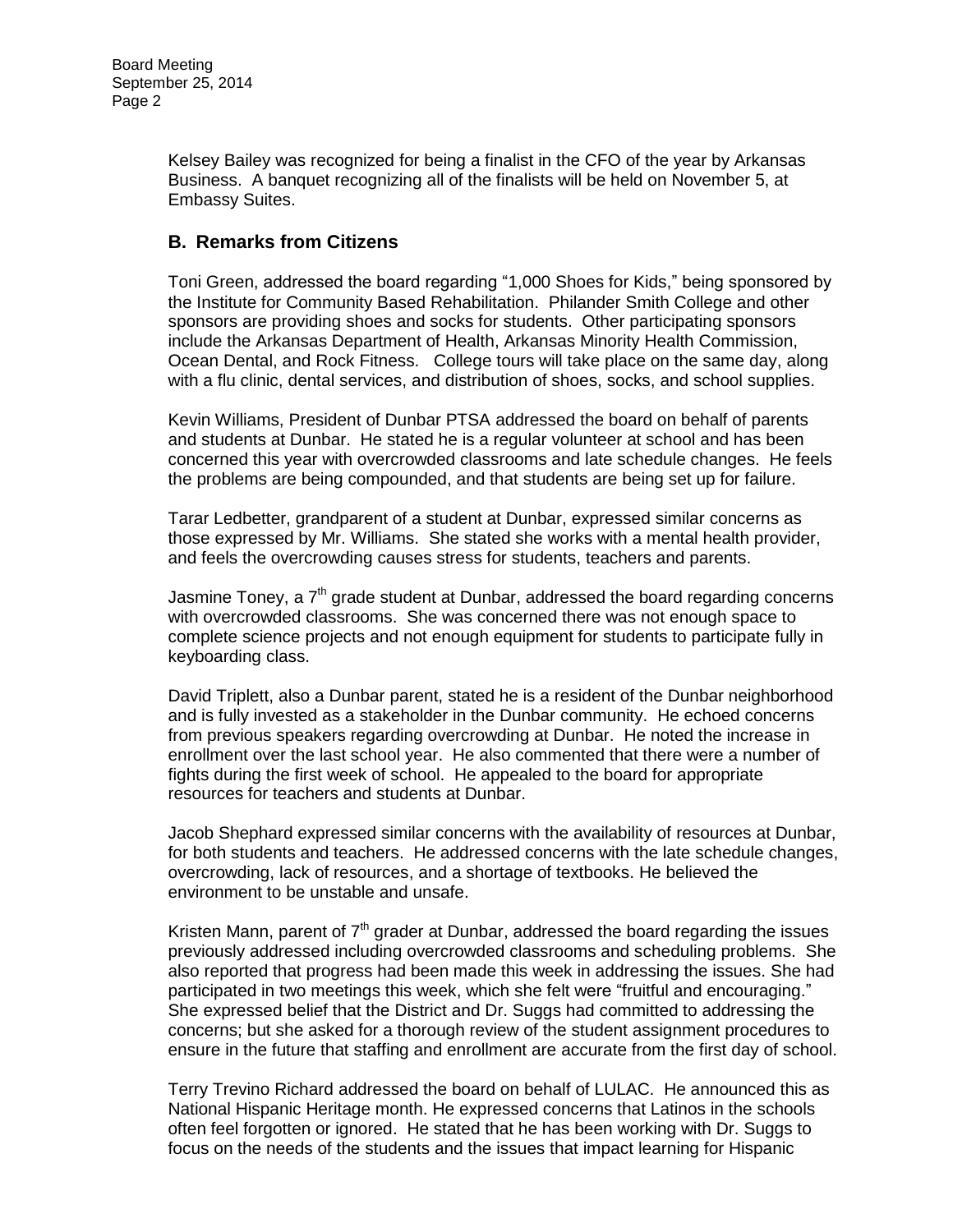Kelsey Bailey was recognized for being a finalist in the CFO of the year by Arkansas Business. A banquet recognizing all of the finalists will be held on November 5, at Embassy Suites.

## B. Remarks from Citizens

Toni Green, addressed the board regarding "1,000 Shoes for Kids," being sponsored by the Institute for Community Based Rehabilitation. Philander Smith College and other sponsors are providing shoes and socks for students. Other participating sponsors include the Arkansas Department of Health, Arkansas Minority Health Commission, Ocean Dental, and Rock Fitness. College tours will take place on the same day, along with a flu clinic, dental services, and distribution of shoes, socks, and school supplies.

Kevin Williams, President of Dunbar PTSA addressed the board on behalf of parents and students at Dunbar. He stated he is a regular volunteer at school and has been concerned this year with overcrowded classrooms and late schedule changes. He feels the problems are being compounded, and that students are being set up for failure.

Tarar Ledbetter, grandparent of a student at Dunbar, expressed similar concerns as those expressed by Mr. Williams. She stated she works with a mental health provider, and feels the overcrowding causes stress for students, teachers and parents.

Jasmine Toney, a 7th grade student at Dunbar, addressed the board regarding concerns with overcrowded classrooms. She was concerned there was not enough space to complete science projects and not enough equipment for students to participate fully in keyboarding class.

David Triplett, also a Dunbar parent, stated he is a resident of the Dunbar neighborhood and is fully invested as a stakeholder in the Dunbar community. He echoed concerns from previous speakers regarding overcrowding at Dunbar. He noted the increase in enrollment over the last school year. He also commented that there were a number of fights during the first week of school. He appealed to the board for appropriate resources for teachers and students at Dunbar.

Jacob Shephard expressed similar concerns with the availability of resources at Dunbar, for both students and teachers. He addressed concerns with the late schedule changes, overcrowding, lack of resources, and a shortage of textbooks. He believed the environment to be unstable and unsafe.

Kristen Mann, parent of 7th grader at Dunbar, addressed the board regarding the issues previously addressed including overcrowded classrooms and scheduling problems. She also reported that progress had been made this week in addressing the issues. She had participated in two meetings this week, which she felt were "fruitful and encouraging." She expressed belief that the District and Dr. Suggs had committed to addressing the concerns; but she asked for a thorough review of the student assignment procedures to ensure in the future that staffing and enrollment are accurate from the first day of school.

Terry Trevino Richard addressed the board on behalf of LULAC. He announced this as National Hispanic Heritage month. He expressed concerns that Latinos in the schools often feel forgotten or ignored. He stated that he has been working with Dr. Suggs to focus on the needs of the students and the issues that impact learning for Hispanic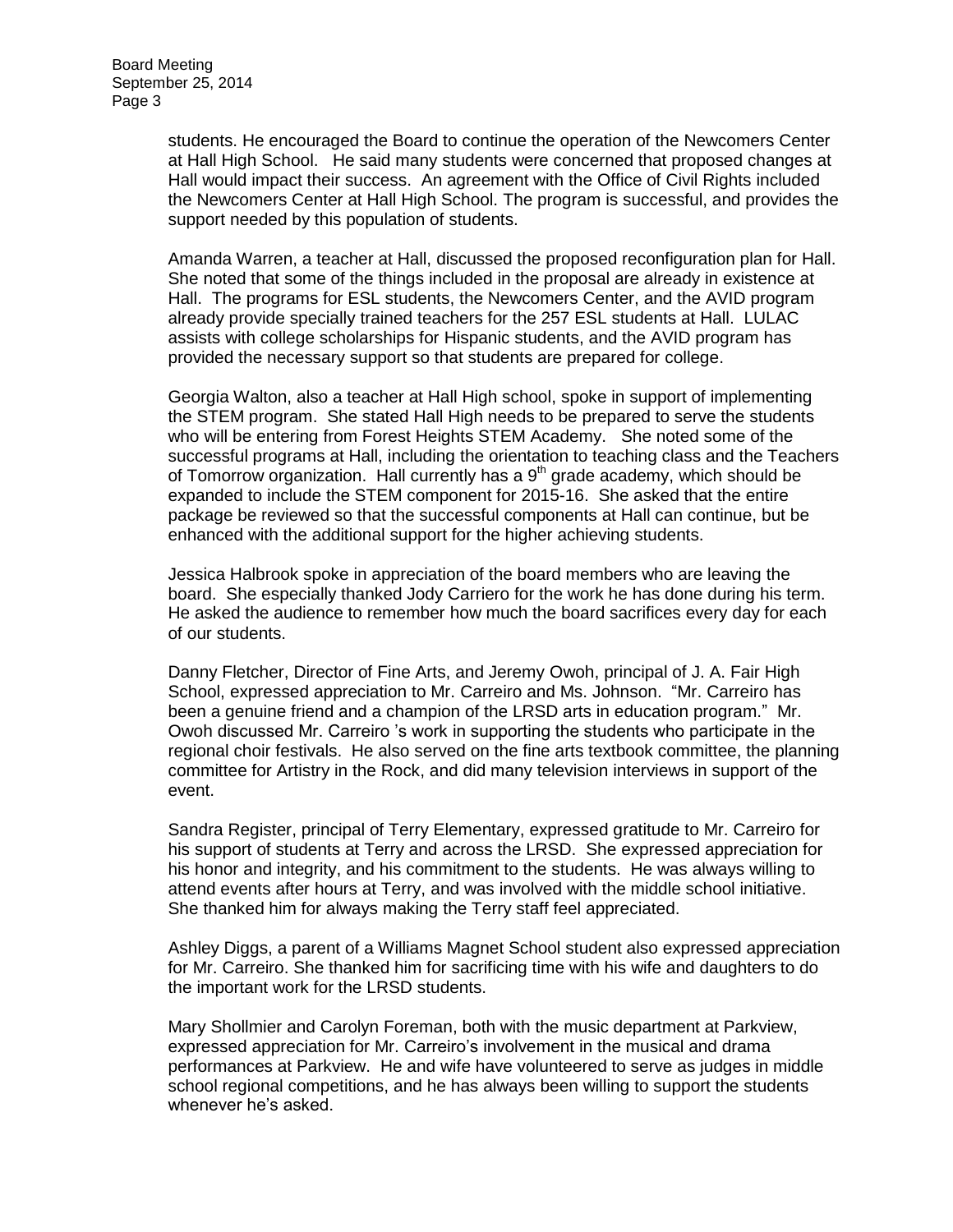students. He encouraged the Board to continue the operation of the Newcomers Center at Hall High School. He said many students were concerned that proposed changes at Hall would impact their success. An agreement with the Office of Civil Rights included the Newcomers Center at Hall High School. The program is successful, and provides the support needed by this population of students.

Amanda Warren, a teacher at Hall, discussed the proposed reconfiguration plan for Hall. She noted that some of the things included in the proposal are already in existence at Hall. The programs for ESL students, the Newcomers Center, and the AVID program already provide specially trained teachers for the 257 ESL students at Hall. LULAC assists with college scholarships for Hispanic students, and the AVID program has provided the necessary support so that students are prepared for college.

Georgia Walton, also a teacher at Hall High school, spoke in support of implementing the STEM program. She stated Hall High needs to be prepared to serve the students who will be entering from Forest Heights STEM Academy. She noted some of the successful programs at Hall, including the orientation to teaching class and the Teachers of Tomorrow organization. Hall currently has a 9th grade academy, which should be expanded to include the STEM component for 2015-16. She asked that the entire package be reviewed so that the successful components at Hall can continue, but be enhanced with the additional support for the higher achieving students.

Jessica Halbrook spoke in appreciation of the board members who are leaving the board. She especially thanked Jody Carriero for the work he has done during his term. He asked the audience to remember how much the board sacrifices every day for each of our students.

Danny Fletcher, Director of Fine Arts, and Jeremy Owoh, principal of J. A. Fair High School, expressed appreciation to Mr. Carreiro and Ms. Johnson. "Mr. Carreiro has been a genuine friend and a champion of the LRSD arts in education program." Mr. Owoh discussed Mr. Carreiro 's work in supporting the students who participate in the regional choir festivals. He also served on the fine arts textbook committee, the planning committee for Artistry in the Rock, and did many television interviews in support of the event.

Sandra Register, principal of Terry Elementary, expressed gratitude to Mr. Carreiro for his support of students at Terry and across the LRSD. She expressed appreciation for his honor and integrity, and his commitment to the students. He was always willing to attend events after hours at Terry, and was involved with the middle school initiative. She thanked him for always making the Terry staff feel appreciated.

Ashley Diggs, a parent of a Williams Magnet School student also expressed appreciation for Mr. Carreiro. She thanked him for sacrificing time with his wife and daughters to do the important work for the LRSD students.

Mary Shollmier and Carolyn Foreman, both with the music department at Parkview, expressed appreciation for Mr. Carreiro's involvement in the musical and drama performances at Parkview. He and wife have volunteered to serve as judges in middle school regional competitions, and he has always been willing to support the students whenever he's asked.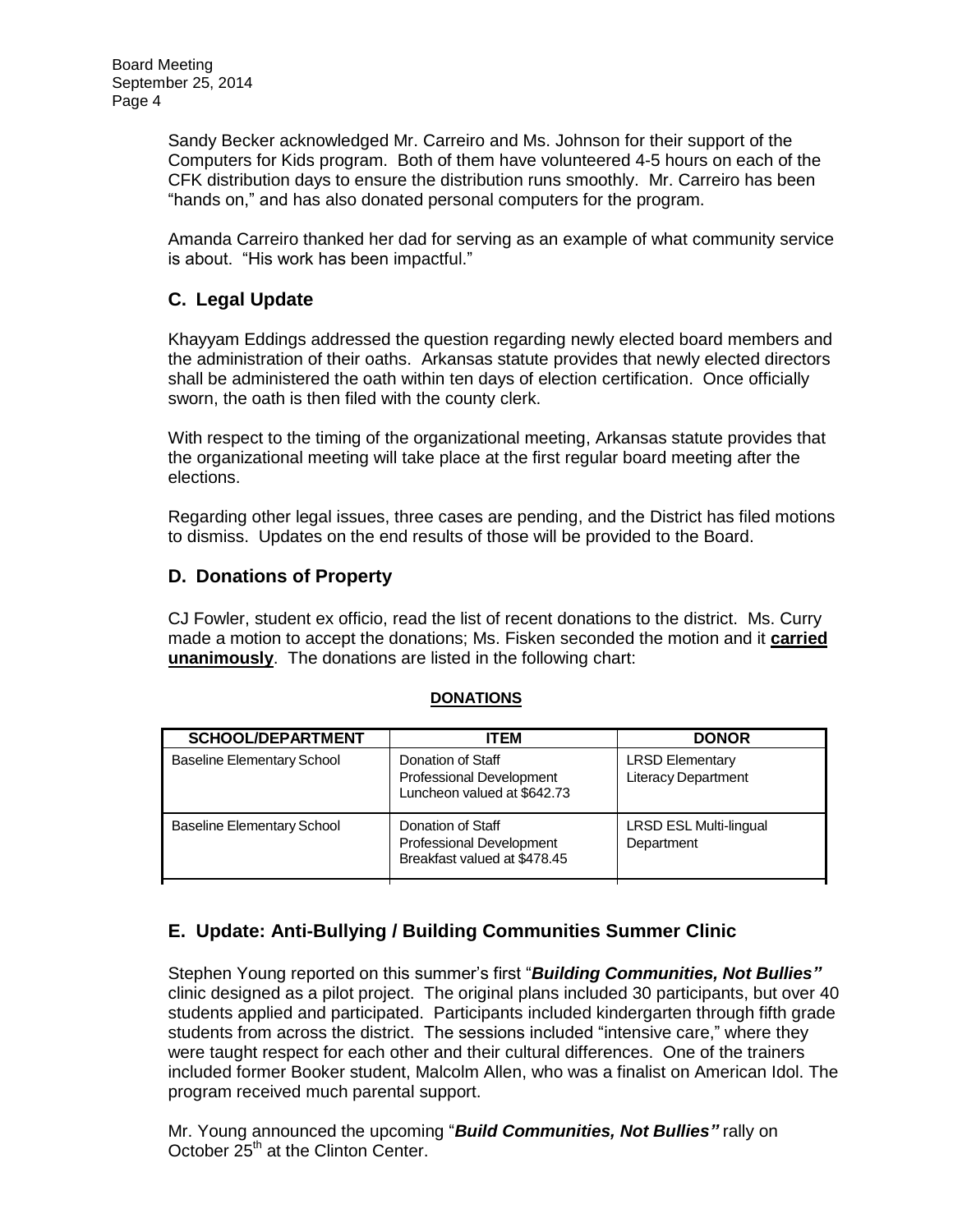Sandy Becker acknowledged Mr. Carreiro and Ms. Johnson for their support of the Computers for Kids program. Both of them have volunteered 4-5 hours on each of the CFK distribution days to ensure the distribution runs smoothly. Mr. Carreiro has been "hands on," and has also donated personal computers for the program.

Amanda Carreiro thanked her dad for serving as an example of what community service is about. "His work has been impactful."

## C. Legal Update

Khayyam Eddings addressed the question regarding newly elected board members and the administration of their oaths. Arkansas statute provides that newly elected directors shall be administered the oath within ten days of election certification. Once officially sworn, the oath is then filed with the county clerk.

With respect to the timing of the organizational meeting, Arkansas statute provides that the organizational meeting will take place at the first regular board meeting after the elections.

Regarding other legal issues, three cases are pending, and the District has filed motions to dismiss. Updates on the end results of those will be provided to the Board.

## D. Donations of Property

CJ Fowler, student ex officio, read the list of recent donations to the district. Ms. Curry made a motion to accept the donations; Ms. Fisken seconded the motion and it **carried unanimously**. The donations are listed in the following chart:

**DONATIONS**

| SCHOOL/DEPARTMENT | ITEM | DONOR |
|---|---|---|
| Baseline Elementary School | Donation of Staff Professional Development Luncheon valued at $642.73 | LRSD Elementary Literacy Department |
| Baseline Elementary School | Donation of Staff Professional Development Breakfast valued at $478.45 | LRSD ESL Multi-lingual Department |

## E. Update: Anti-Bullying / Building Communities Summer Clinic

Stephen Young reported on this summer's first "***Building Communities, Not Bullies"*** clinic designed as a pilot project. The original plans included 30 participants, but over 40 students applied and participated. Participants included kindergarten through fifth grade students from across the district. The sessions included "intensive care," where they were taught respect for each other and their cultural differences. One of the trainers included former Booker student, Malcolm Allen, who was a finalist on American Idol. The program received much parental support.

Mr. Young announced the upcoming "***Build Communities, Not Bullies"*** rally on October 25th at the Clinton Center.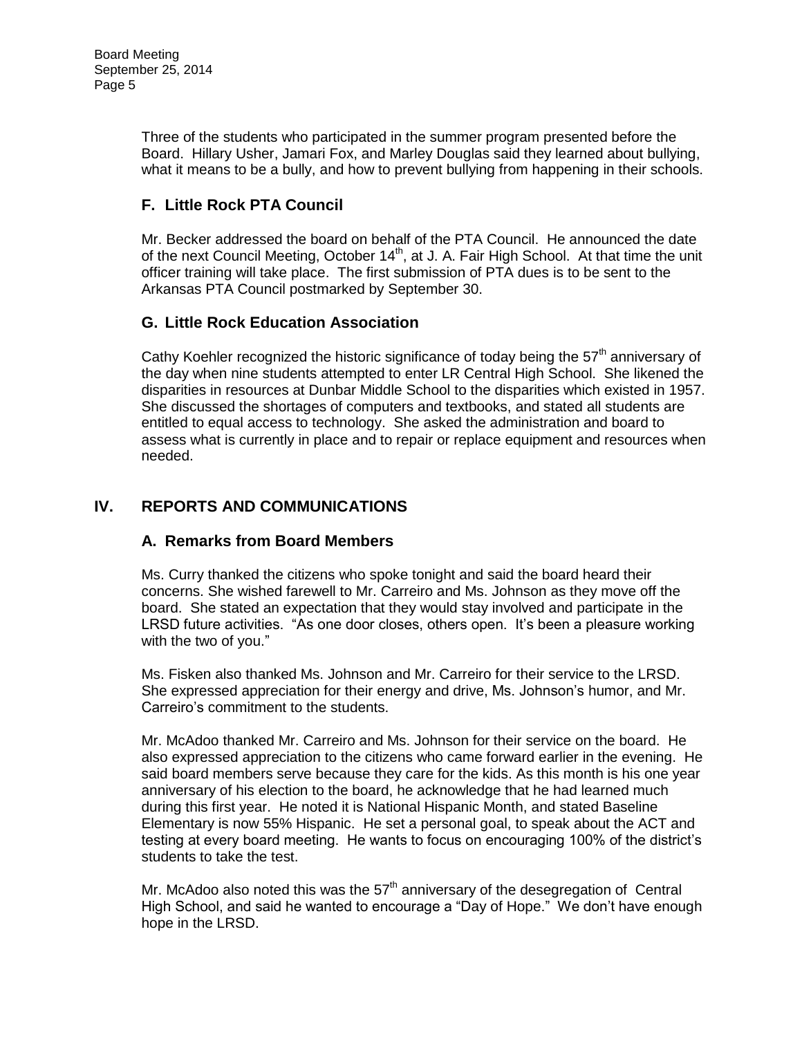Three of the students who participated in the summer program presented before the Board. Hillary Usher, Jamari Fox, and Marley Douglas said they learned about bullying, what it means to be a bully, and how to prevent bullying from happening in their schools.

### F. Little Rock PTA Council

Mr. Becker addressed the board on behalf of the PTA Council. He announced the date of the next Council Meeting, October 14th, at J. A. Fair High School. At that time the unit officer training will take place. The first submission of PTA dues is to be sent to the Arkansas PTA Council postmarked by September 30.

### G. Little Rock Education Association

Cathy Koehler recognized the historic significance of today being the 57th anniversary of the day when nine students attempted to enter LR Central High School. She likened the disparities in resources at Dunbar Middle School to the disparities which existed in 1957. She discussed the shortages of computers and textbooks, and stated all students are entitled to equal access to technology. She asked the administration and board to assess what is currently in place and to repair or replace equipment and resources when needed.

## IV. REPORTS AND COMMUNICATIONS

### A. Remarks from Board Members

Ms. Curry thanked the citizens who spoke tonight and said the board heard their concerns. She wished farewell to Mr. Carreiro and Ms. Johnson as they move off the board. She stated an expectation that they would stay involved and participate in the LRSD future activities. "As one door closes, others open. It's been a pleasure working with the two of you."

Ms. Fisken also thanked Ms. Johnson and Mr. Carreiro for their service to the LRSD. She expressed appreciation for their energy and drive, Ms. Johnson's humor, and Mr. Carreiro's commitment to the students.

Mr. McAdoo thanked Mr. Carreiro and Ms. Johnson for their service on the board. He also expressed appreciation to the citizens who came forward earlier in the evening. He said board members serve because they care for the kids. As this month is his one year anniversary of his election to the board, he acknowledge that he had learned much during this first year. He noted it is National Hispanic Month, and stated Baseline Elementary is now 55% Hispanic. He set a personal goal, to speak about the ACT and testing at every board meeting. He wants to focus on encouraging 100% of the district's students to take the test.

Mr. McAdoo also noted this was the 57th anniversary of the desegregation of Central High School, and said he wanted to encourage a "Day of Hope." We don't have enough hope in the LRSD.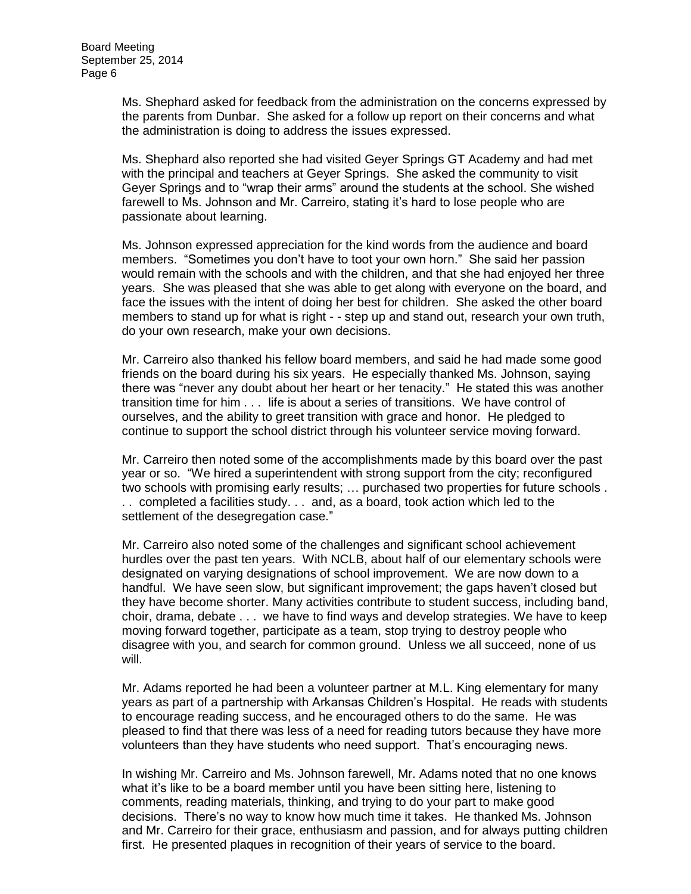Ms. Shephard asked for feedback from the administration on the concerns expressed by the parents from Dunbar. She asked for a follow up report on their concerns and what the administration is doing to address the issues expressed.

Ms. Shephard also reported she had visited Geyer Springs GT Academy and had met with the principal and teachers at Geyer Springs. She asked the community to visit Geyer Springs and to "wrap their arms" around the students at the school. She wished farewell to Ms. Johnson and Mr. Carreiro, stating it's hard to lose people who are passionate about learning.

Ms. Johnson expressed appreciation for the kind words from the audience and board members. "Sometimes you don't have to toot your own horn." She said her passion would remain with the schools and with the children, and that she had enjoyed her three years. She was pleased that she was able to get along with everyone on the board, and face the issues with the intent of doing her best for children. She asked the other board members to stand up for what is right - - step up and stand out, research your own truth, do your own research, make your own decisions.

Mr. Carreiro also thanked his fellow board members, and said he had made some good friends on the board during his six years. He especially thanked Ms. Johnson, saying there was "never any doubt about her heart or her tenacity." He stated this was another transition time for him . . . life is about a series of transitions. We have control of ourselves, and the ability to greet transition with grace and honor. He pledged to continue to support the school district through his volunteer service moving forward.

Mr. Carreiro then noted some of the accomplishments made by this board over the past year or so. "We hired a superintendent with strong support from the city; reconfigured two schools with promising early results; … purchased two properties for future schools . . . completed a facilities study. . . and, as a board, took action which led to the settlement of the desegregation case."

Mr. Carreiro also noted some of the challenges and significant school achievement hurdles over the past ten years. With NCLB, about half of our elementary schools were designated on varying designations of school improvement. We are now down to a handful. We have seen slow, but significant improvement; the gaps haven't closed but they have become shorter. Many activities contribute to student success, including band, choir, drama, debate . . . we have to find ways and develop strategies. We have to keep moving forward together, participate as a team, stop trying to destroy people who disagree with you, and search for common ground. Unless we all succeed, none of us will.

Mr. Adams reported he had been a volunteer partner at M.L. King elementary for many years as part of a partnership with Arkansas Children's Hospital. He reads with students to encourage reading success, and he encouraged others to do the same. He was pleased to find that there was less of a need for reading tutors because they have more volunteers than they have students who need support. That's encouraging news.

In wishing Mr. Carreiro and Ms. Johnson farewell, Mr. Adams noted that no one knows what it's like to be a board member until you have been sitting here, listening to comments, reading materials, thinking, and trying to do your part to make good decisions. There's no way to know how much time it takes. He thanked Ms. Johnson and Mr. Carreiro for their grace, enthusiasm and passion, and for always putting children first. He presented plaques in recognition of their years of service to the board.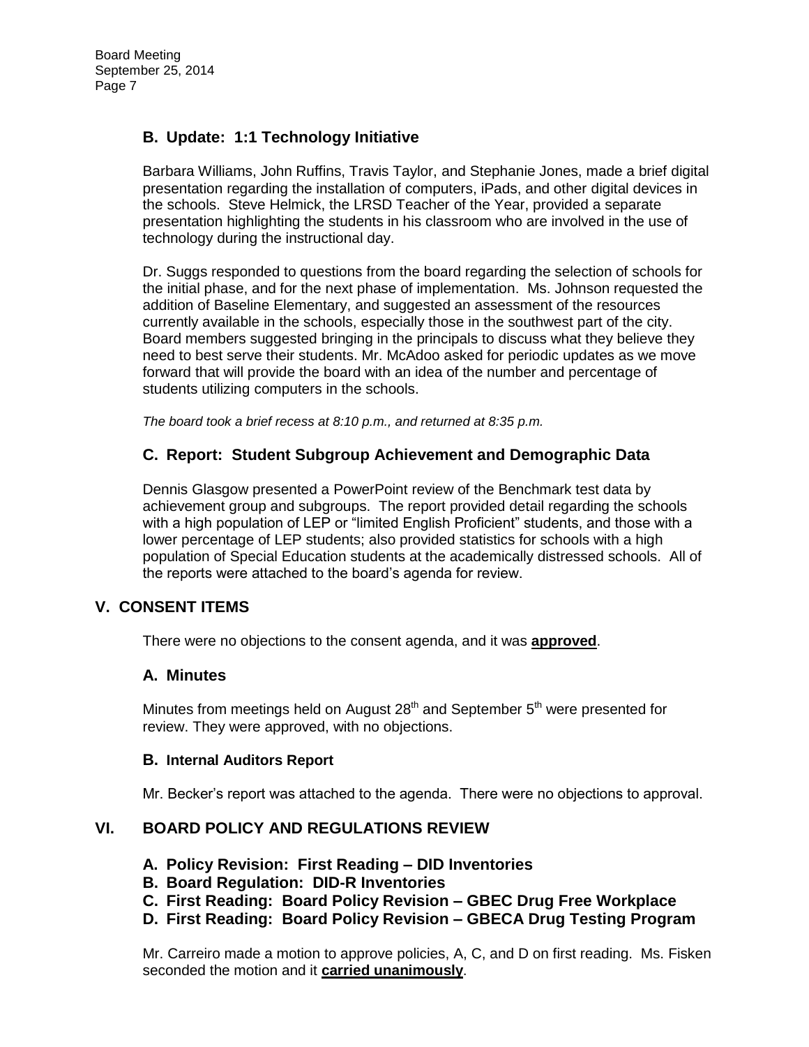## B. Update: 1:1 Technology Initiative

Barbara Williams, John Ruffins, Travis Taylor, and Stephanie Jones, made a brief digital presentation regarding the installation of computers, iPads, and other digital devices in the schools. Steve Helmick, the LRSD Teacher of the Year, provided a separate presentation highlighting the students in his classroom who are involved in the use of technology during the instructional day.

Dr. Suggs responded to questions from the board regarding the selection of schools for the initial phase, and for the next phase of implementation. Ms. Johnson requested the addition of Baseline Elementary, and suggested an assessment of the resources currently available in the schools, especially those in the southwest part of the city. Board members suggested bringing in the principals to discuss what they believe they need to best serve their students. Mr. McAdoo asked for periodic updates as we move forward that will provide the board with an idea of the number and percentage of students utilizing computers in the schools.

*The board took a brief recess at 8:10 p.m., and returned at 8:35 p.m.*

## C. Report: Student Subgroup Achievement and Demographic Data

Dennis Glasgow presented a PowerPoint review of the Benchmark test data by achievement group and subgroups. The report provided detail regarding the schools with a high population of LEP or "limited English Proficient" students, and those with a lower percentage of LEP students; also provided statistics for schools with a high population of Special Education students at the academically distressed schools. All of the reports were attached to the board's agenda for review.

# V. CONSENT ITEMS

There were no objections to the consent agenda, and it was **approved**.

## A. Minutes

Minutes from meetings held on August 28th and September 5th were presented for review. They were approved, with no objections.

### B. Internal Auditors Report

Mr. Becker's report was attached to the agenda. There were no objections to approval.

# VI. BOARD POLICY AND REGULATIONS REVIEW

- **A. Policy Revision: First Reading – DID Inventories**
- **B. Board Regulation: DID-R Inventories**
- **C. First Reading: Board Policy Revision – GBEC Drug Free Workplace**
- **D. First Reading: Board Policy Revision – GBECA Drug Testing Program**

Mr. Carreiro made a motion to approve policies, A, C, and D on first reading. Ms. Fisken seconded the motion and it **carried unanimously**.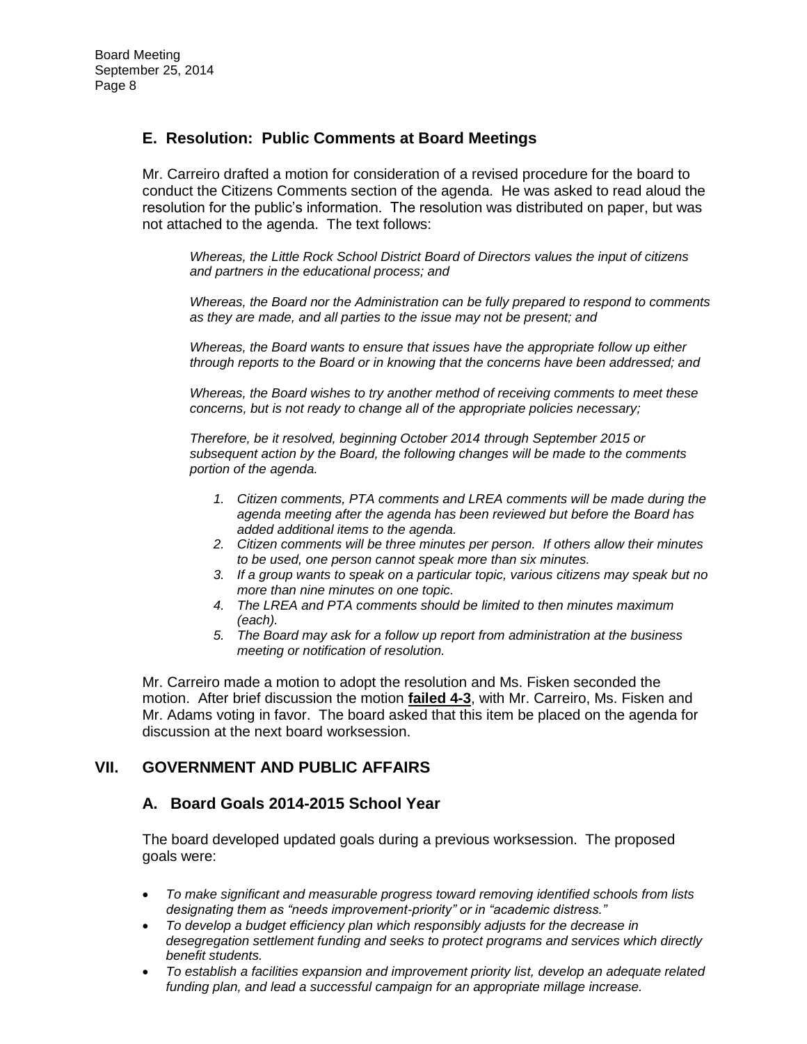## E. Resolution: Public Comments at Board Meetings

Mr. Carreiro drafted a motion for consideration of a revised procedure for the board to conduct the Citizens Comments section of the agenda. He was asked to read aloud the resolution for the public's information. The resolution was distributed on paper, but was not attached to the agenda. The text follows:

> *Whereas, the Little Rock School District Board of Directors values the input of citizens and partners in the educational process; and*
>
> *Whereas, the Board nor the Administration can be fully prepared to respond to comments as they are made, and all parties to the issue may not be present; and*
>
> *Whereas, the Board wants to ensure that issues have the appropriate follow up either through reports to the Board or in knowing that the concerns have been addressed; and*
>
> *Whereas, the Board wishes to try another method of receiving comments to meet these concerns, but is not ready to change all of the appropriate policies necessary;*
>
> *Therefore, be it resolved, beginning October 2014 through September 2015 or subsequent action by the Board, the following changes will be made to the comments portion of the agenda.*
>
> 1. *Citizen comments, PTA comments and LREA comments will be made during the agenda meeting after the agenda has been reviewed but before the Board has added additional items to the agenda.*
> 2. *Citizen comments will be three minutes per person. If others allow their minutes to be used, one person cannot speak more than six minutes.*
> 3. *If a group wants to speak on a particular topic, various citizens may speak but no more than nine minutes on one topic.*
> 4. *The LREA and PTA comments should be limited to then minutes maximum (each).*
> 5. *The Board may ask for a follow up report from administration at the business meeting or notification of resolution.*

Mr. Carreiro made a motion to adopt the resolution and Ms. Fisken seconded the motion. After brief discussion the motion **failed 4-3**, with Mr. Carreiro, Ms. Fisken and Mr. Adams voting in favor. The board asked that this item be placed on the agenda for discussion at the next board worksession.

# VII. GOVERNMENT AND PUBLIC AFFAIRS

## A. Board Goals 2014-2015 School Year

The board developed updated goals during a previous worksession. The proposed goals were:

- *To make significant and measurable progress toward removing identified schools from lists designating them as "needs improvement-priority" or in "academic distress."*
- *To develop a budget efficiency plan which responsibly adjusts for the decrease in desegregation settlement funding and seeks to protect programs and services which directly benefit students.*
- *To establish a facilities expansion and improvement priority list, develop an adequate related funding plan, and lead a successful campaign for an appropriate millage increase.*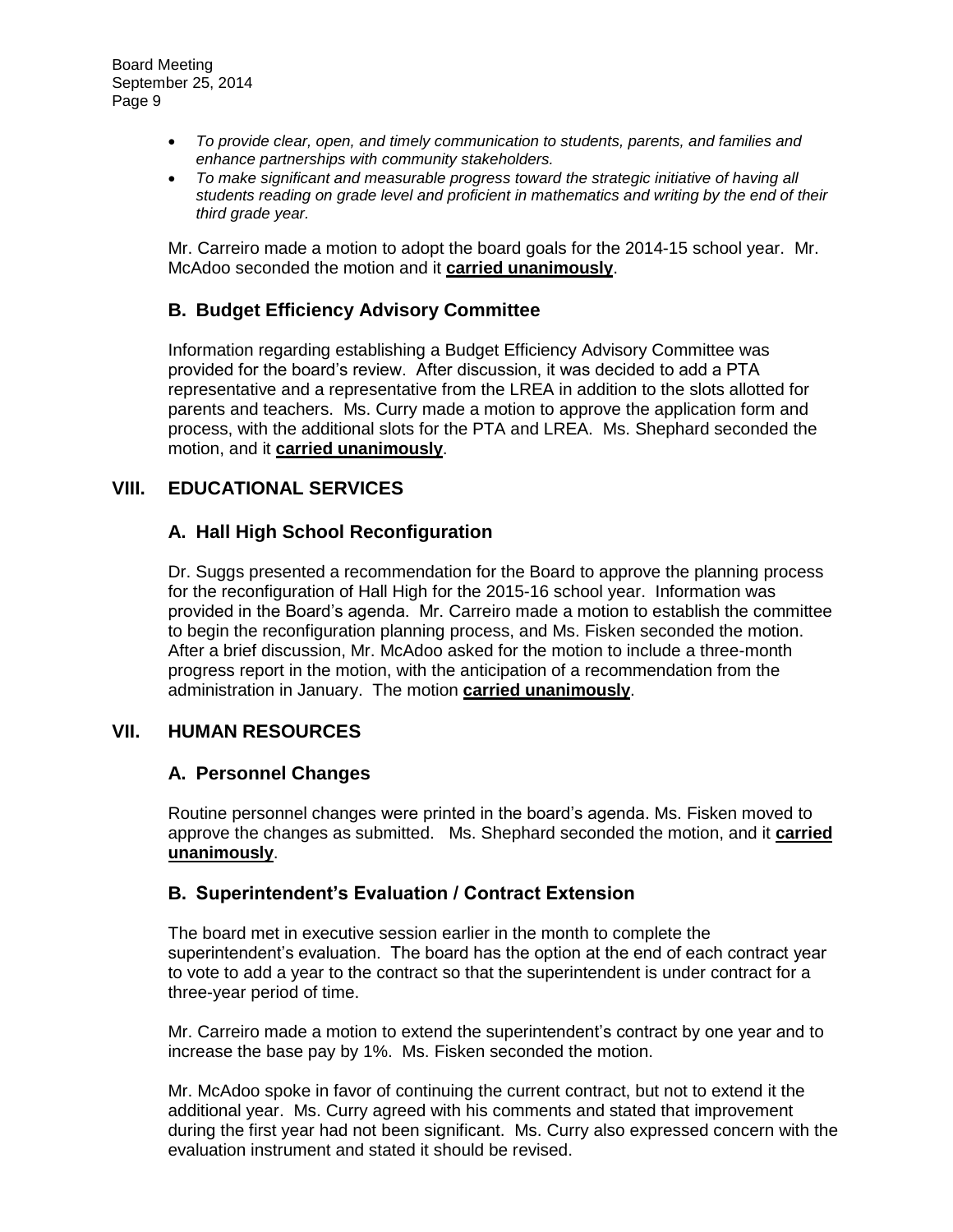- *To provide clear, open, and timely communication to students, parents, and families and enhance partnerships with community stakeholders.*
- *To make significant and measurable progress toward the strategic initiative of having all students reading on grade level and proficient in mathematics and writing by the end of their third grade year.*

Mr. Carreiro made a motion to adopt the board goals for the 2014-15 school year. Mr. McAdoo seconded the motion and it **carried unanimously**.

### B. Budget Efficiency Advisory Committee

Information regarding establishing a Budget Efficiency Advisory Committee was provided for the board's review. After discussion, it was decided to add a PTA representative and a representative from the LREA in addition to the slots allotted for parents and teachers. Ms. Curry made a motion to approve the application form and process, with the additional slots for the PTA and LREA. Ms. Shephard seconded the motion, and it **carried unanimously**.

## VIII. EDUCATIONAL SERVICES

### A. Hall High School Reconfiguration

Dr. Suggs presented a recommendation for the Board to approve the planning process for the reconfiguration of Hall High for the 2015-16 school year. Information was provided in the Board's agenda. Mr. Carreiro made a motion to establish the committee to begin the reconfiguration planning process, and Ms. Fisken seconded the motion. After a brief discussion, Mr. McAdoo asked for the motion to include a three-month progress report in the motion, with the anticipation of a recommendation from the administration in January. The motion **carried unanimously**.

## VII. HUMAN RESOURCES

### A. Personnel Changes

Routine personnel changes were printed in the board's agenda. Ms. Fisken moved to approve the changes as submitted. Ms. Shephard seconded the motion, and it **carried unanimously**.

### B. Superintendent's Evaluation / Contract Extension

The board met in executive session earlier in the month to complete the superintendent's evaluation. The board has the option at the end of each contract year to vote to add a year to the contract so that the superintendent is under contract for a three-year period of time.

Mr. Carreiro made a motion to extend the superintendent's contract by one year and to increase the base pay by 1%. Ms. Fisken seconded the motion.

Mr. McAdoo spoke in favor of continuing the current contract, but not to extend it the additional year. Ms. Curry agreed with his comments and stated that improvement during the first year had not been significant. Ms. Curry also expressed concern with the evaluation instrument and stated it should be revised.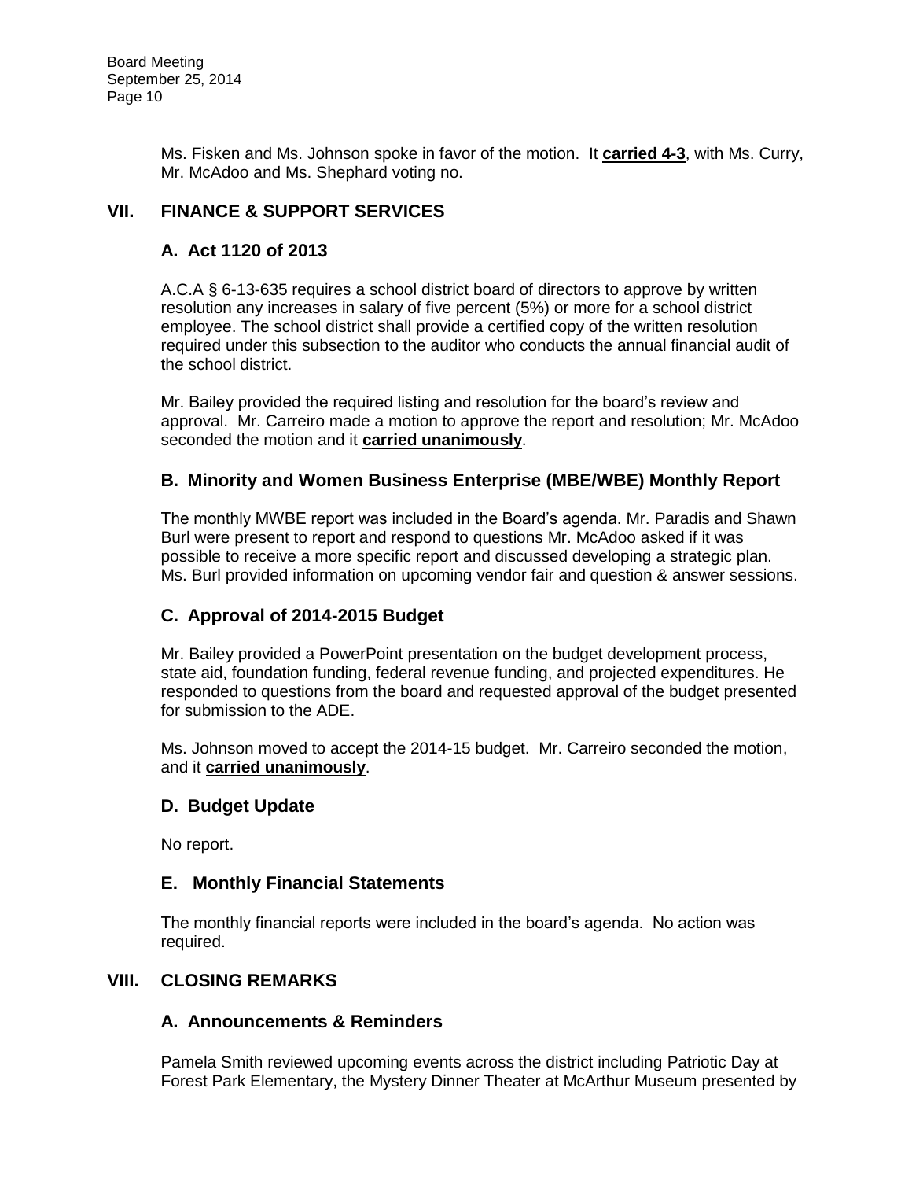Ms. Fisken and Ms. Johnson spoke in favor of the motion. It **carried 4-3**, with Ms. Curry, Mr. McAdoo and Ms. Shephard voting no.

## VII. FINANCE & SUPPORT SERVICES

### A. Act 1120 of 2013

A.C.A § 6-13-635 requires a school district board of directors to approve by written resolution any increases in salary of five percent (5%) or more for a school district employee. The school district shall provide a certified copy of the written resolution required under this subsection to the auditor who conducts the annual financial audit of the school district.

Mr. Bailey provided the required listing and resolution for the board's review and approval. Mr. Carreiro made a motion to approve the report and resolution; Mr. McAdoo seconded the motion and it **carried unanimously**.

### B. Minority and Women Business Enterprise (MBE/WBE) Monthly Report

The monthly MWBE report was included in the Board's agenda. Mr. Paradis and Shawn Burl were present to report and respond to questions Mr. McAdoo asked if it was possible to receive a more specific report and discussed developing a strategic plan. Ms. Burl provided information on upcoming vendor fair and question & answer sessions.

### C. Approval of 2014-2015 Budget

Mr. Bailey provided a PowerPoint presentation on the budget development process, state aid, foundation funding, federal revenue funding, and projected expenditures. He responded to questions from the board and requested approval of the budget presented for submission to the ADE.

Ms. Johnson moved to accept the 2014-15 budget. Mr. Carreiro seconded the motion, and it **carried unanimously**.

### D. Budget Update

No report.

### E. Monthly Financial Statements

The monthly financial reports were included in the board's agenda. No action was required.

## VIII. CLOSING REMARKS

### A. Announcements & Reminders

Pamela Smith reviewed upcoming events across the district including Patriotic Day at Forest Park Elementary, the Mystery Dinner Theater at McArthur Museum presented by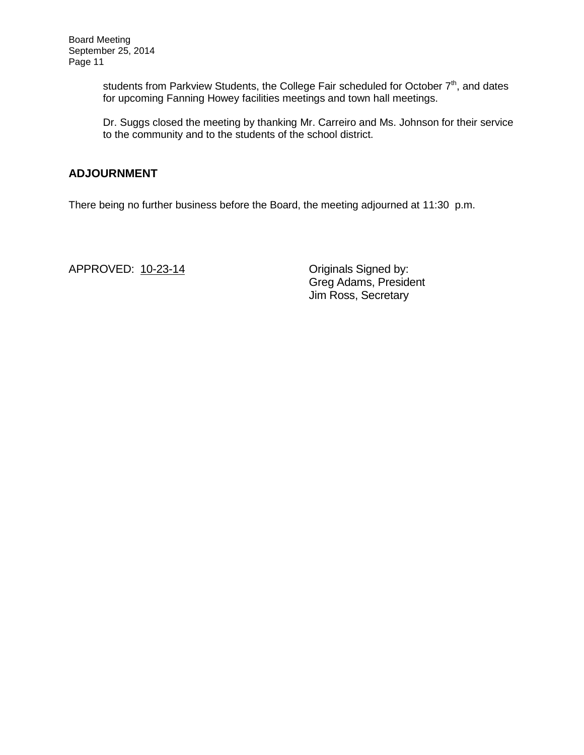students from Parkview Students, the College Fair scheduled for October 7th, and dates for upcoming Fanning Howey facilities meetings and town hall meetings.

Dr. Suggs closed the meeting by thanking Mr. Carreiro and Ms. Johnson for their service to the community and to the students of the school district.

## ADJOURNMENT

There being no further business before the Board, the meeting adjourned at 11:30 p.m.

APPROVED: 10-23-14

Originals Signed by:
Greg Adams, President
Jim Ross, Secretary